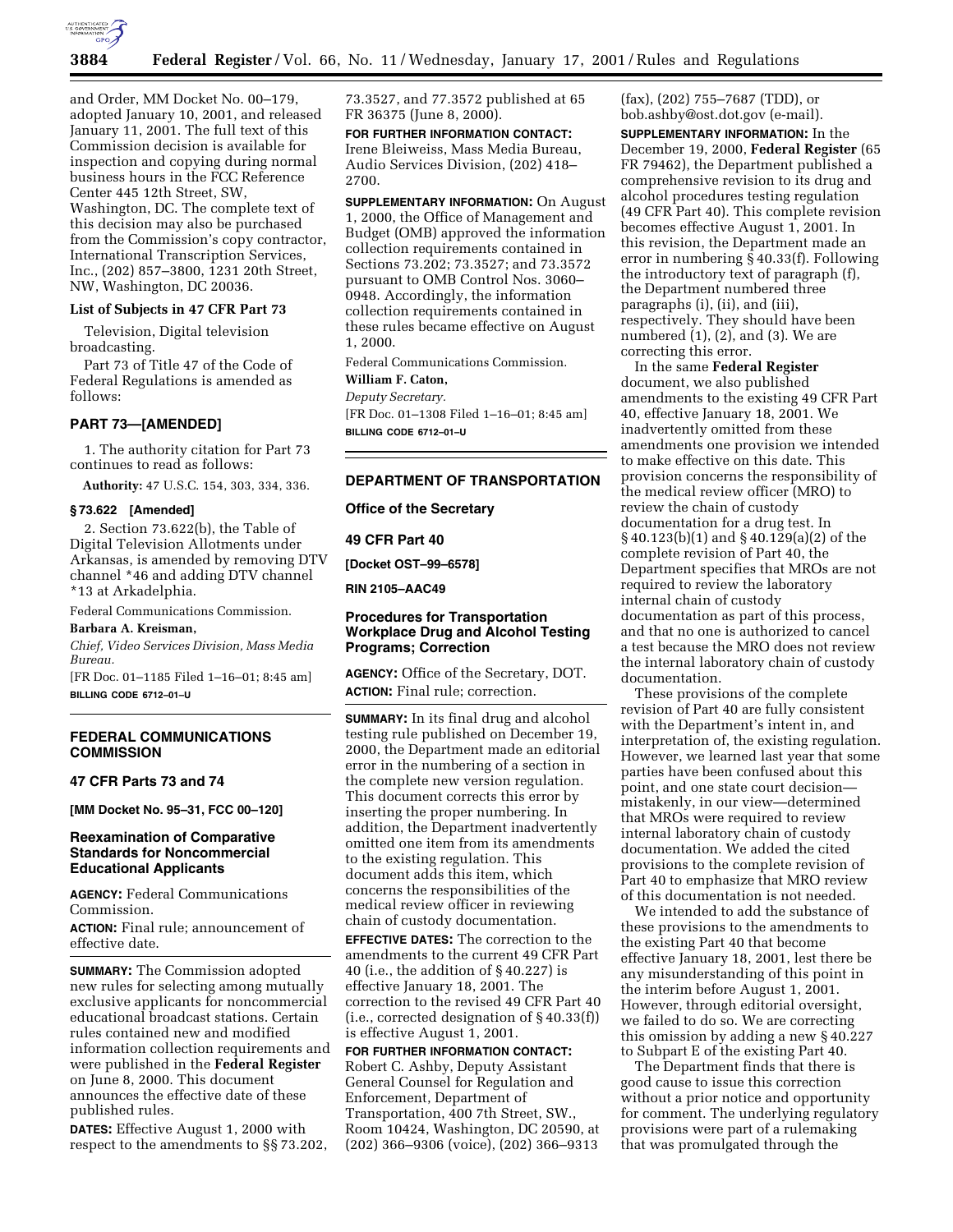and Order, MM Docket No. 00–179, adopted January 10, 2001, and released January 11, 2001. The full text of this Commission decision is available for inspection and copying during normal business hours in the FCC Reference Center 445 12th Street, SW, Washington, DC. The complete text of this decision may also be purchased from the Commission's copy contractor, International Transcription Services, Inc., (202) 857–3800, 1231 20th Street, NW, Washington, DC 20036.

**List of Subjects in 47 CFR Part 73**

Television, Digital television broadcasting.

Part 73 of Title 47 of the Code of Federal Regulations is amended as follows:

## PART 73—[AMENDED]

1. The authority citation for Part 73 continues to read as follows:

**Authority:** 47 U.S.C. 154, 303, 334, 336.

**§ 73.622 [Amended]**

2. Section 73.622(b), the Table of Digital Television Allotments under Arkansas, is amended by removing DTV channel *46 and adding DTV channel *13 at Arkadelphia.

Federal Communications Commission.

**Barbara A. Kreisman,**

*Chief, Video Services Division, Mass Media Bureau.*

[FR Doc. 01–1185 Filed 1–16–01; 8:45 am]

**BILLING CODE 6712–01–U**

## FEDERAL COMMUNICATIONS COMMISSION

### 47 CFR Parts 73 and 74

**[MM Docket No. 95–31, FCC 00–120]**

### Reexamination of Comparative Standards for Noncommercial Educational Applicants

**AGENCY:** Federal Communications Commission.

**ACTION:** Final rule; announcement of effective date.

**SUMMARY:** The Commission adopted new rules for selecting among mutually exclusive applicants for noncommercial educational broadcast stations. Certain rules contained new and modified information collection requirements and were published in the **Federal Register** on June 8, 2000. This document announces the effective date of these published rules.

**DATES:** Effective August 1, 2000 with respect to the amendments to §§ 73.202, 73.3527, and 77.3572 published at 65 FR 36375 (June 8, 2000).

**FOR FURTHER INFORMATION CONTACT:** Irene Bleiweiss, Mass Media Bureau, Audio Services Division, (202) 418–2700.

**SUPPLEMENTARY INFORMATION:** On August 1, 2000, the Office of Management and Budget (OMB) approved the information collection requirements contained in Sections 73.202; 73.3527; and 73.3572 pursuant to OMB Control Nos. 3060–0948. Accordingly, the information collection requirements contained in these rules became effective on August 1, 2000.

Federal Communications Commission.

**William F. Caton,**

*Deputy Secretary.*

[FR Doc. 01–1308 Filed 1–16–01; 8:45 am]

**BILLING CODE 6712–01–U**

## DEPARTMENT OF TRANSPORTATION

### Office of the Secretary

### 49 CFR Part 40

**[Docket OST–99–6578]**

**RIN 2105–AAC49**

### Procedures for Transportation Workplace Drug and Alcohol Testing Programs; Correction

**AGENCY:** Office of the Secretary, DOT.

**ACTION:** Final rule; correction.

**SUMMARY:** In its final drug and alcohol testing rule published on December 19, 2000, the Department made an editorial error in the numbering of a section in the complete new version regulation. This document corrects this error by inserting the proper numbering. In addition, the Department inadvertently omitted one item from its amendments to the existing regulation. This document adds this item, which concerns the responsibilities of the medical review officer in reviewing chain of custody documentation.

**EFFECTIVE DATES:** The correction to the amendments to the current 49 CFR Part 40 (i.e., the addition of § 40.227) is effective January 18, 2001. The correction to the revised 49 CFR Part 40 (i.e., corrected designation of § 40.33(f)) is effective August 1, 2001.

**FOR FURTHER INFORMATION CONTACT:** Robert C. Ashby, Deputy Assistant General Counsel for Regulation and Enforcement, Department of Transportation, 400 7th Street, SW., Room 10424, Washington, DC 20590, at (202) 366–9306 (voice), (202) 366–9313 (fax), (202) 755–7687 (TDD), or bob.ashby@ost.dot.gov (e-mail).

**SUPPLEMENTARY INFORMATION:** In the December 19, 2000, **Federal Register** (65 FR 79462), the Department published a comprehensive revision to its drug and alcohol procedures testing regulation (49 CFR Part 40). This complete revision becomes effective August 1, 2001. In this revision, the Department made an error in numbering § 40.33(f). Following the introductory text of paragraph (f), the Department numbered three paragraphs (i), (ii), and (iii), respectively. They should have been numbered (1), (2), and (3). We are correcting this error.

In the same **Federal Register** document, we also published amendments to the existing 49 CFR Part 40, effective January 18, 2001. We inadvertently omitted from these amendments one provision we intended to make effective on this date. This provision concerns the responsibility of the medical review officer (MRO) to review the chain of custody documentation for a drug test. In § 40.123(b)(1) and § 40.129(a)(2) of the complete revision of Part 40, the Department specifies that MROs are not required to review the laboratory internal chain of custody documentation as part of this process, and that no one is authorized to cancel a test because the MRO does not review the internal laboratory chain of custody documentation.

These provisions of the complete revision of Part 40 are fully consistent with the Department's intent in, and interpretation of, the existing regulation. However, we learned last year that some parties have been confused about this point, and one state court decision—mistakenly, in our view—determined that MROs were required to review internal laboratory chain of custody documentation. We added the cited provisions to the complete revision of Part 40 to emphasize that MRO review of this documentation is not needed.

We intended to add the substance of these provisions to the amendments to the existing Part 40 that become effective January 18, 2001, lest there be any misunderstanding of this point in the interim before August 1, 2001. However, through editorial oversight, we failed to do so. We are correcting this omission by adding a new § 40.227 to Subpart E of the existing Part 40.

The Department finds that there is good cause to issue this correction without a prior notice and opportunity for comment. The underlying regulatory provisions were part of a rulemaking that was promulgated through the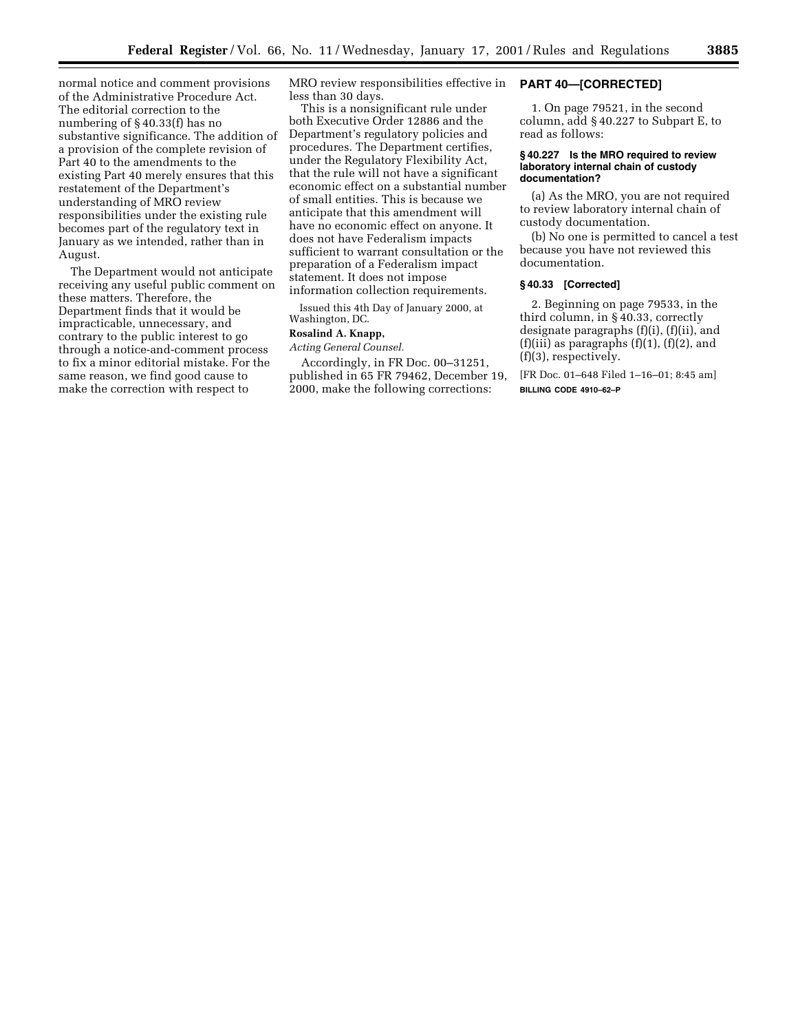normal notice and comment provisions of the Administrative Procedure Act. The editorial correction to the numbering of § 40.33(f) has no substantive significance. The addition of a provision of the complete revision of Part 40 to the amendments to the existing Part 40 merely ensures that this restatement of the Department's understanding of MRO review responsibilities under the existing rule becomes part of the regulatory text in January as we intended, rather than in August.

The Department would not anticipate receiving any useful public comment on these matters. Therefore, the Department finds that it would be impracticable, unnecessary, and contrary to the public interest to go through a notice-and-comment process to fix a minor editorial mistake. For the same reason, we find good cause to make the correction with respect to MRO review responsibilities effective in less than 30 days.

This is a nonsignificant rule under both Executive Order 12886 and the Department's regulatory policies and procedures. The Department certifies, under the Regulatory Flexibility Act, that the rule will not have a significant economic effect on a substantial number of small entities. This is because we anticipate that this amendment will have no economic effect on anyone. It does not have Federalism impacts sufficient to warrant consultation or the preparation of a Federalism impact statement. It does not impose information collection requirements.

Issued this 4th Day of January 2000, at Washington, DC.

**Rosalind A. Knapp,**

*Acting General Counsel.*

Accordingly, in FR Doc. 00–31251, published in 65 FR 79462, December 19, 2000, make the following corrections:

## PART 40—[CORRECTED]

1. On page 79521, in the second column, add § 40.227 to Subpart E, to read as follows:

### § 40.227 Is the MRO required to review laboratory internal chain of custody documentation?

(a) As the MRO, you are not required to review laboratory internal chain of custody documentation.

(b) No one is permitted to cancel a test because you have not reviewed this documentation.

### § 40.33 [Corrected]

2. Beginning on page 79533, in the third column, in § 40.33, correctly designate paragraphs (f)(i), (f)(ii), and (f)(iii) as paragraphs (f)(1), (f)(2), and (f)(3), respectively.

[FR Doc. 01–648 Filed 1–16–01; 8:45 am]

**BILLING CODE 4910–62–P**